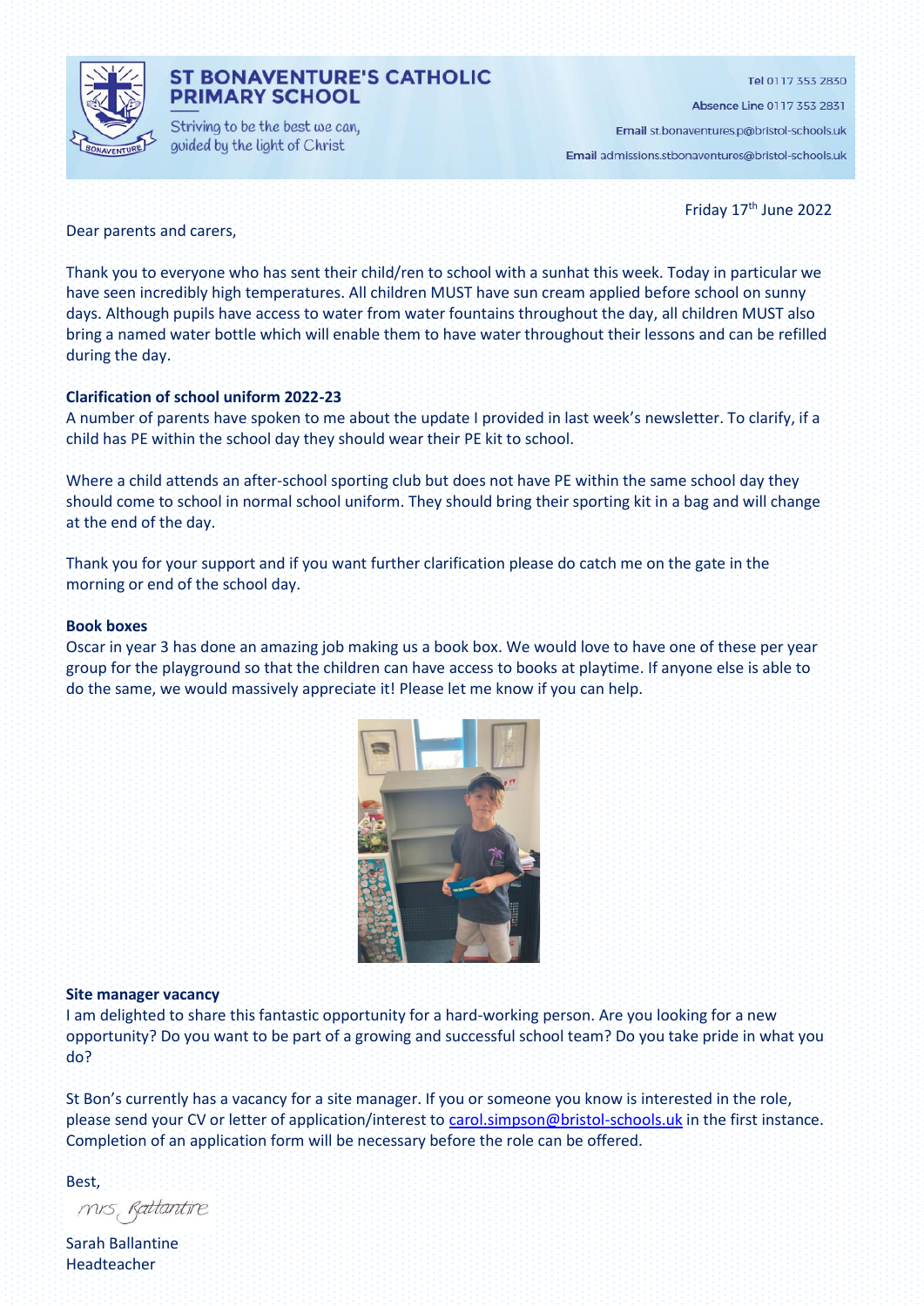# ST BONAVENTURE'S CATHOLIC PRIMARY SCHOOL

Striving to be the best we can, guided by the light of Christ

**Tel** 0117 353 2830

**Absence Line** 0117 353 2831

**Email** st.bonaventures.p@bristol-schools.uk

**Email** admissions.stbonaventures@bristol-schools.uk

Friday 17th June 2022

Dear parents and carers,

Thank you to everyone who has sent their child/ren to school with a sunhat this week. Today in particular we have seen incredibly high temperatures. All children MUST have sun cream applied before school on sunny days. Although pupils have access to water from water fountains throughout the day, all children MUST also bring a named water bottle which will enable them to have water throughout their lessons and can be refilled during the day.

**Clarification of school uniform 2022-23**

A number of parents have spoken to me about the update I provided in last week's newsletter. To clarify, if a child has PE within the school day they should wear their PE kit to school.

Where a child attends an after-school sporting club but does not have PE within the same school day they should come to school in normal school uniform. They should bring their sporting kit in a bag and will change at the end of the day.

Thank you for your support and if you want further clarification please do catch me on the gate in the morning or end of the school day.

**Book boxes**

Oscar in year 3 has done an amazing job making us a book box. We would love to have one of these per year group for the playground so that the children can have access to books at playtime. If anyone else is able to do the same, we would massively appreciate it! Please let me know if you can help.

**Site manager vacancy**

I am delighted to share this fantastic opportunity for a hard-working person. Are you looking for a new opportunity? Do you want to be part of a growing and successful school team? Do you take pride in what you do?

St Bon's currently has a vacancy for a site manager. If you or someone you know is interested in the role, please send your CV or letter of application/interest to carol.simpson@bristol-schools.uk in the first instance. Completion of an application form will be necessary before the role can be offered.

Best,

Mrs Ballantine

Sarah Ballantine
Headteacher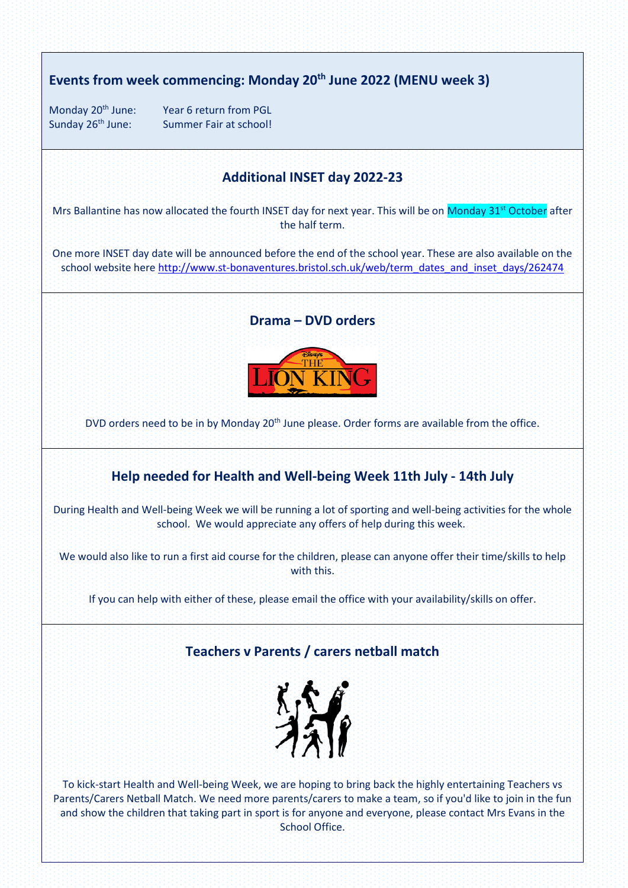## Events from week commencing: Monday 20th June 2022 (MENU week 3)

Monday 20th June: Year 6 return from PGL
Sunday 26th June: Summer Fair at school!

## Additional INSET day 2022-23

Mrs Ballantine has now allocated the fourth INSET day for next year. This will be on Monday 31st October after the half term.

One more INSET day date will be announced before the end of the school year. These are also available on the school website here http://www.st-bonaventures.bristol.sch.uk/web/term_dates_and_inset_days/262474

## Drama – DVD orders

DVD orders need to be in by Monday 20th June please. Order forms are available from the office.

## Help needed for Health and Well-being Week 11th July - 14th July

During Health and Well-being Week we will be running a lot of sporting and well-being activities for the whole school. We would appreciate any offers of help during this week.

We would also like to run a first aid course for the children, please can anyone offer their time/skills to help with this.

If you can help with either of these, please email the office with your availability/skills on offer.

## Teachers v Parents / carers netball match

To kick-start Health and Well-being Week, we are hoping to bring back the highly entertaining Teachers vs Parents/Carers Netball Match. We need more parents/carers to make a team, so if you'd like to join in the fun and show the children that taking part in sport is for anyone and everyone, please contact Mrs Evans in the School Office.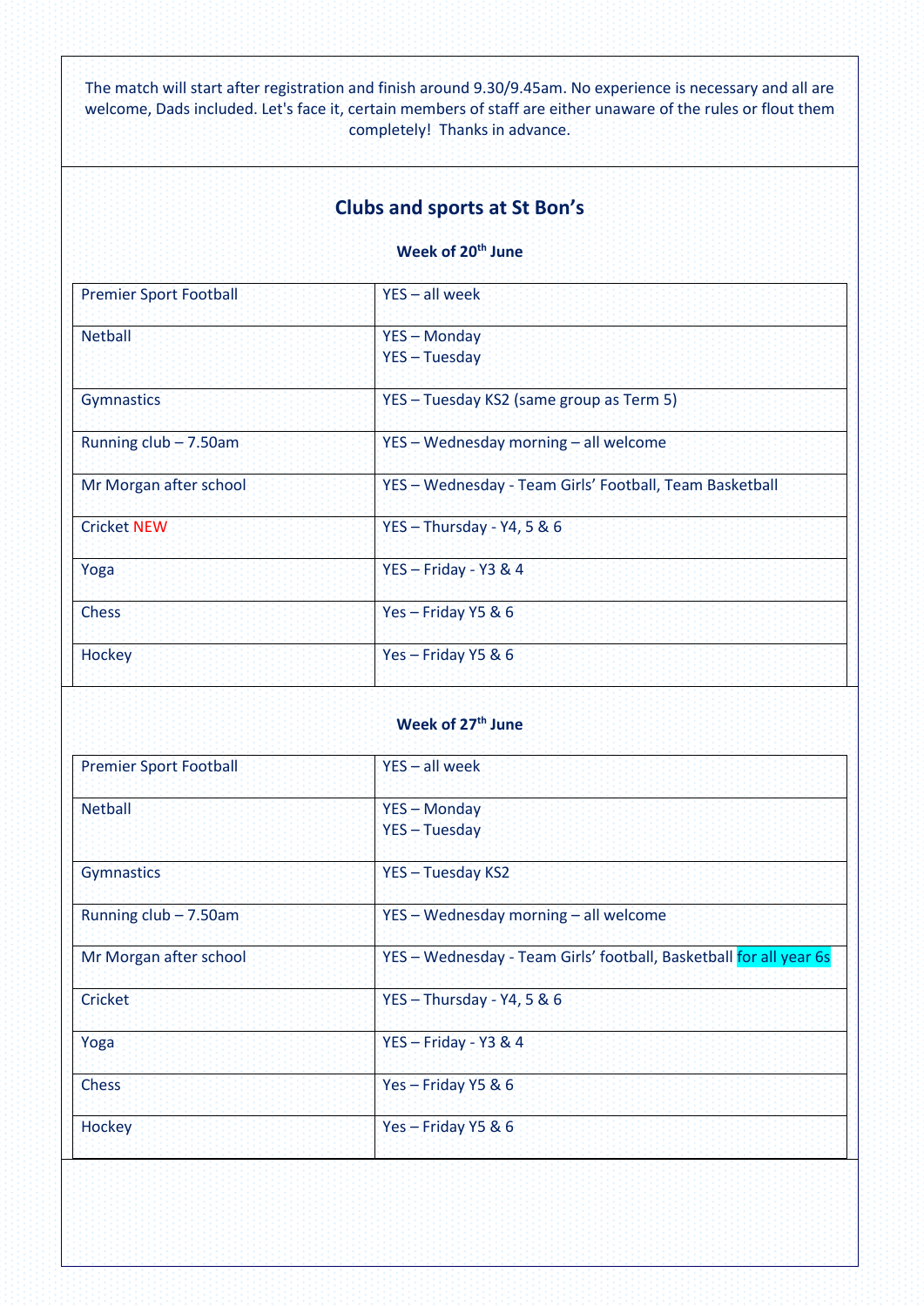The match will start after registration and finish around 9.30/9.45am. No experience is necessary and all are welcome, Dads included. Let's face it, certain members of staff are either unaware of the rules or flout them completely! Thanks in advance.

## Clubs and sports at St Bon's

**Week of 20th June**

| | |
|---|---|
| Premier Sport Football | YES – all week |
| Netball | YES – Monday<br>YES – Tuesday |
| Gymnastics | YES – Tuesday KS2 (same group as Term 5) |
| Running club – 7.50am | YES – Wednesday morning – all welcome |
| Mr Morgan after school | YES – Wednesday - Team Girls' Football, Team Basketball |
| Cricket NEW | YES – Thursday - Y4, 5 & 6 |
| Yoga | YES – Friday - Y3 & 4 |
| Chess | Yes – Friday Y5 & 6 |
| Hockey | Yes – Friday Y5 & 6 |

**Week of 27th June**

| | |
|---|---|
| Premier Sport Football | YES – all week |
| Netball | YES – Monday<br>YES – Tuesday |
| Gymnastics | YES – Tuesday KS2 |
| Running club – 7.50am | YES – Wednesday morning – all welcome |
| Mr Morgan after school | YES – Wednesday - Team Girls' football, Basketball for all year 6s |
| Cricket | YES – Thursday - Y4, 5 & 6 |
| Yoga | YES – Friday - Y3 & 4 |
| Chess | Yes – Friday Y5 & 6 |
| Hockey | Yes – Friday Y5 & 6 |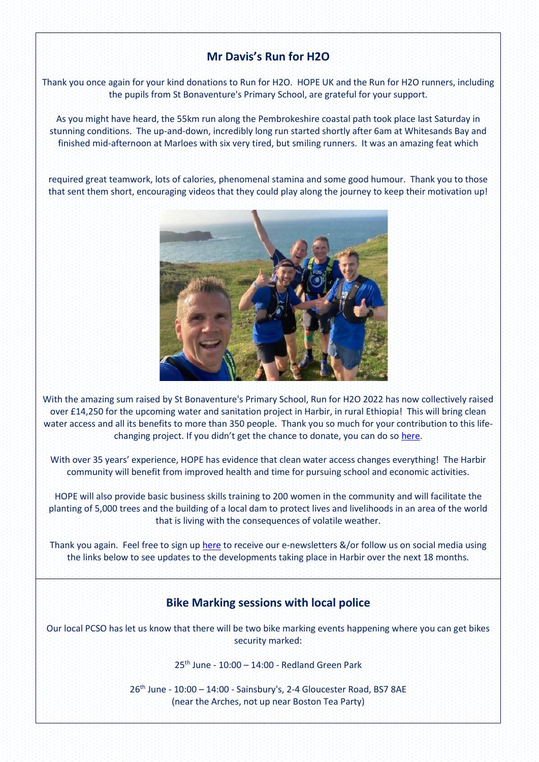## Mr Davis's Run for H2O

Thank you once again for your kind donations to Run for H2O. HOPE UK and the Run for H2O runners, including the pupils from St Bonaventure's Primary School, are grateful for your support.

As you might have heard, the 55km run along the Pembrokeshire coastal path took place last Saturday in stunning conditions. The up-and-down, incredibly long run started shortly after 6am at Whitesands Bay and finished mid-afternoon at Marloes with six very tired, but smiling runners. It was an amazing feat which required great teamwork, lots of calories, phenomenal stamina and some good humour. Thank you to those that sent them short, encouraging videos that they could play along the journey to keep their motivation up!

With the amazing sum raised by St Bonaventure's Primary School, Run for H2O 2022 has now collectively raised over £14,250 for the upcoming water and sanitation project in Harbir, in rural Ethiopia! This will bring clean water access and all its benefits to more than 350 people. Thank you so much for your contribution to this life-changing project. If you didn't get the chance to donate, you can do so here.

With over 35 years' experience, HOPE has evidence that clean water access changes everything! The Harbir community will benefit from improved health and time for pursuing school and economic activities.

HOPE will also provide basic business skills training to 200 women in the community and will facilitate the planting of 5,000 trees and the building of a local dam to protect lives and livelihoods in an area of the world that is living with the consequences of volatile weather.

Thank you again. Feel free to sign up here to receive our e-newsletters &/or follow us on social media using the links below to see updates to the developments taking place in Harbir over the next 18 months.

## Bike Marking sessions with local police

Our local PCSO has let us know that there will be two bike marking events happening where you can get bikes security marked:

25th June - 10:00 – 14:00 - Redland Green Park

26th June - 10:00 – 14:00 - Sainsbury's, 2-4 Gloucester Road, BS7 8AE
(near the Arches, not up near Boston Tea Party)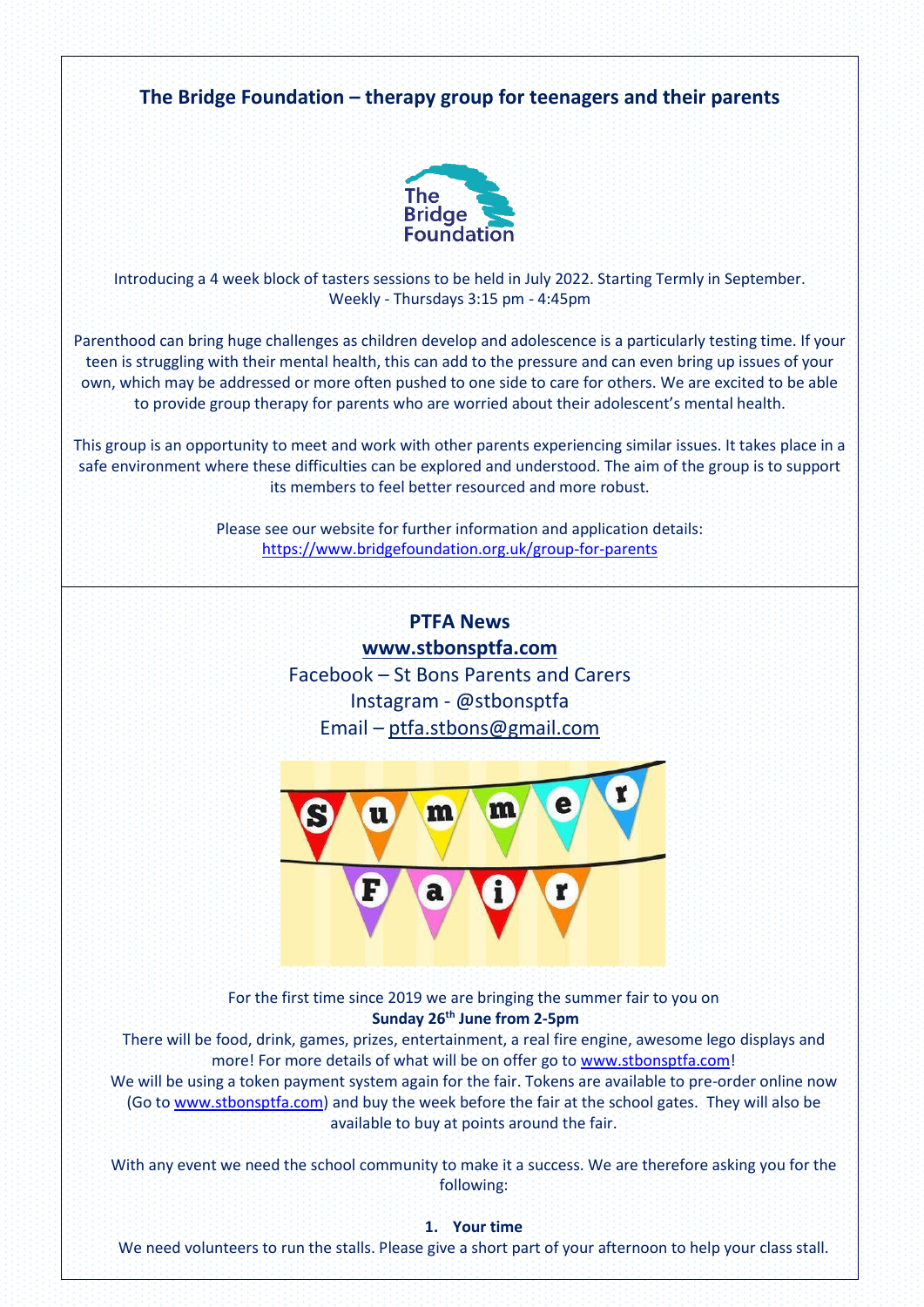## The Bridge Foundation – therapy group for teenagers and their parents

Introducing a 4 week block of tasters sessions to be held in July 2022. Starting Termly in September.
Weekly - Thursdays 3:15 pm - 4:45pm

Parenthood can bring huge challenges as children develop and adolescence is a particularly testing time. If your teen is struggling with their mental health, this can add to the pressure and can even bring up issues of your own, which may be addressed or more often pushed to one side to care for others. We are excited to be able to provide group therapy for parents who are worried about their adolescent's mental health.

This group is an opportunity to meet and work with other parents experiencing similar issues. It takes place in a safe environment where these difficulties can be explored and understood. The aim of the group is to support its members to feel better resourced and more robust.

Please see our website for further information and application details:
https://www.bridgefoundation.org.uk/group-for-parents

## PTFA News

**www.stbonsptfa.com**

Facebook – St Bons Parents and Carers

Instagram - @stbonsptfa

Email – ptfa.stbons@gmail.com

For the first time since 2019 we are bringing the summer fair to you on
**Sunday 26th June from 2-5pm**

There will be food, drink, games, prizes, entertainment, a real fire engine, awesome lego displays and more! For more details of what will be on offer go to www.stbonsptfa.com!

We will be using a token payment system again for the fair. Tokens are available to pre-order online now (Go to www.stbonsptfa.com) and buy the week before the fair at the school gates. They will also be available to buy at points around the fair.

With any event we need the school community to make it a success. We are therefore asking you for the following:

1. **Your time**

We need volunteers to run the stalls. Please give a short part of your afternoon to help your class stall.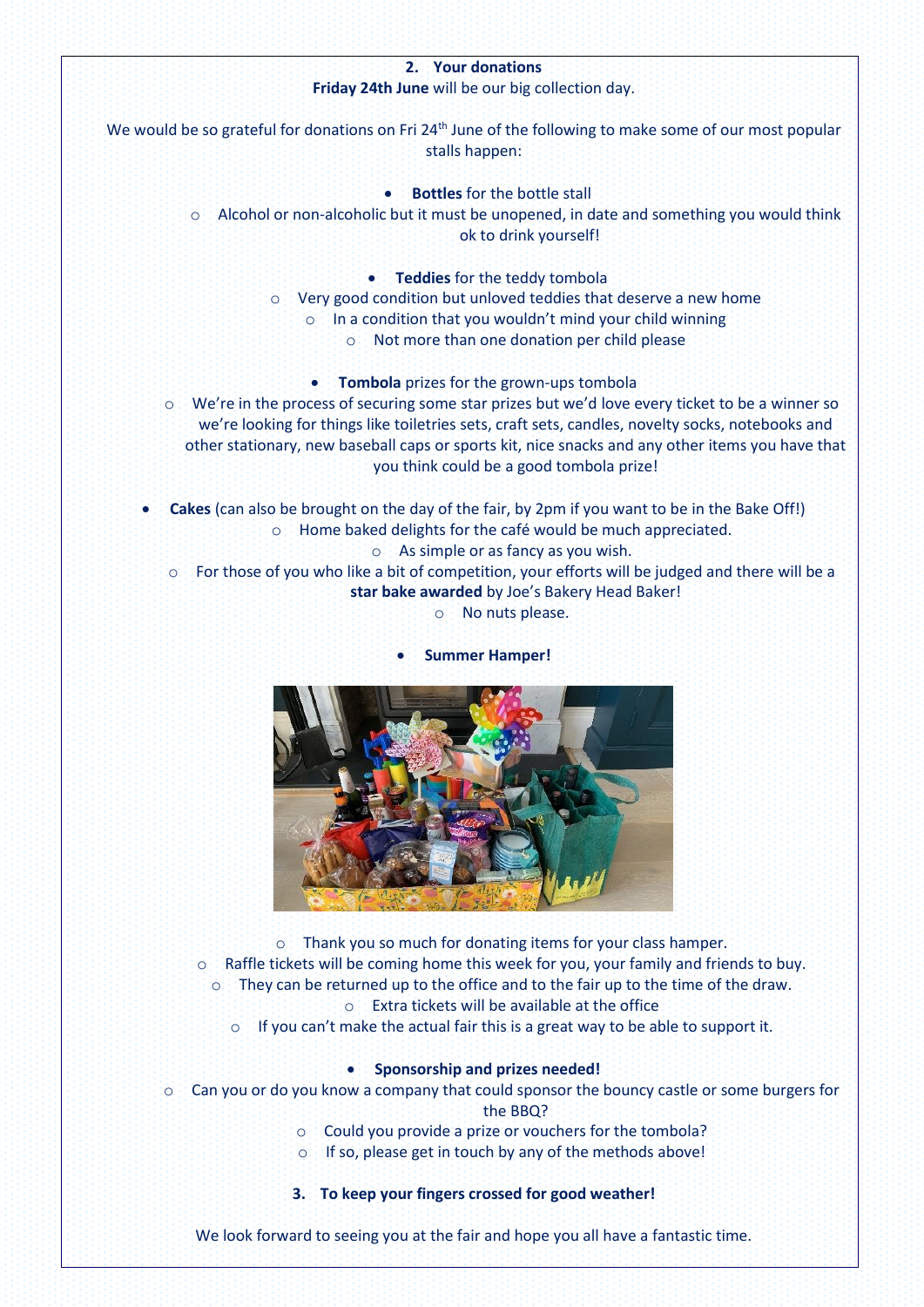## 2. Your donations

**Friday 24th June** will be our big collection day.

We would be so grateful for donations on Fri 24th June of the following to make some of our most popular stalls happen:

- **Bottles** for the bottle stall
  - Alcohol or non-alcoholic but it must be unopened, in date and something you would think ok to drink yourself!

- **Teddies** for the teddy tombola
  - Very good condition but unloved teddies that deserve a new home
  - In a condition that you wouldn't mind your child winning
  - Not more than one donation per child please

- **Tombola** prizes for the grown-ups tombola
  - We're in the process of securing some star prizes but we'd love every ticket to be a winner so we're looking for things like toiletries sets, craft sets, candles, novelty socks, notebooks and other stationary, new baseball caps or sports kit, nice snacks and any other items you have that you think could be a good tombola prize!

- **Cakes** (can also be brought on the day of the fair, by 2pm if you want to be in the Bake Off!)
  - Home baked delights for the café would be much appreciated.
  - As simple or as fancy as you wish.
  - For those of you who like a bit of competition, your efforts will be judged and there will be a **star bake awarded** by Joe's Bakery Head Baker!
  - No nuts please.

- **Summer Hamper!**
  - Thank you so much for donating items for your class hamper.
  - Raffle tickets will be coming home this week for you, your family and friends to buy.
  - They can be returned up to the office and to the fair up to the time of the draw.
  - Extra tickets will be available at the office
  - If you can't make the actual fair this is a great way to be able to support it.

- **Sponsorship and prizes needed!**
  - Can you or do you know a company that could sponsor the bouncy castle or some burgers for the BBQ?
  - Could you provide a prize or vouchers for the tombola?
  - If so, please get in touch by any of the methods above!

## 3. To keep your fingers crossed for good weather!

We look forward to seeing you at the fair and hope you all have a fantastic time.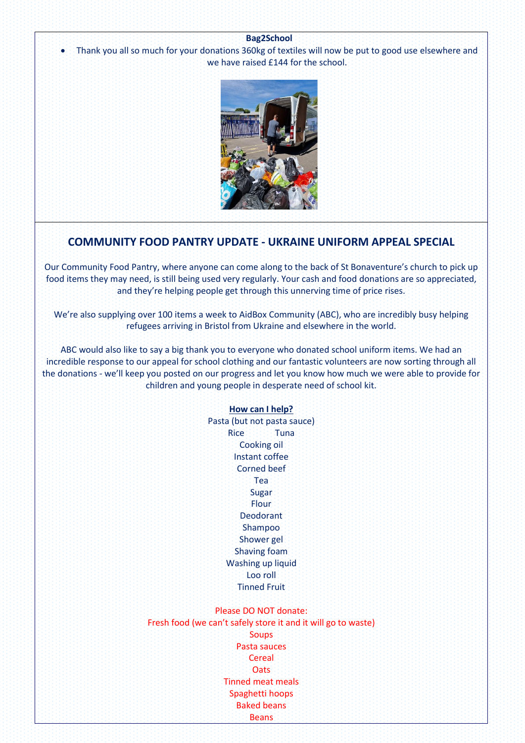**Bag2School**

- Thank you all so much for your donations 360kg of textiles will now be put to good use elsewhere and we have raised £144 for the school.

## COMMUNITY FOOD PANTRY UPDATE - UKRAINE UNIFORM APPEAL SPECIAL

Our Community Food Pantry, where anyone can come along to the back of St Bonaventure's church to pick up food items they may need, is still being used very regularly. Your cash and food donations are so appreciated, and they're helping people get through this unnerving time of price rises.

We're also supplying over 100 items a week to AidBox Community (ABC), who are incredibly busy helping refugees arriving in Bristol from Ukraine and elsewhere in the world.

ABC would also like to say a big thank you to everyone who donated school uniform items. We had an incredible response to our appeal for school clothing and our fantastic volunteers are now sorting through all the donations - we'll keep you posted on our progress and let you know how much we were able to provide for children and young people in desperate need of school kit.

**How can I help?**

Pasta (but not pasta sauce)
Rice Tuna
Cooking oil
Instant coffee
Corned beef
Tea
Sugar
Flour
Deodorant
Shampoo
Shower gel
Shaving foam
Washing up liquid
Loo roll
Tinned Fruit

Please DO NOT donate:
Fresh food (we can't safely store it and it will go to waste)
Soups
Pasta sauces
Cereal
Oats
Tinned meat meals
Spaghetti hoops
Baked beans
Beans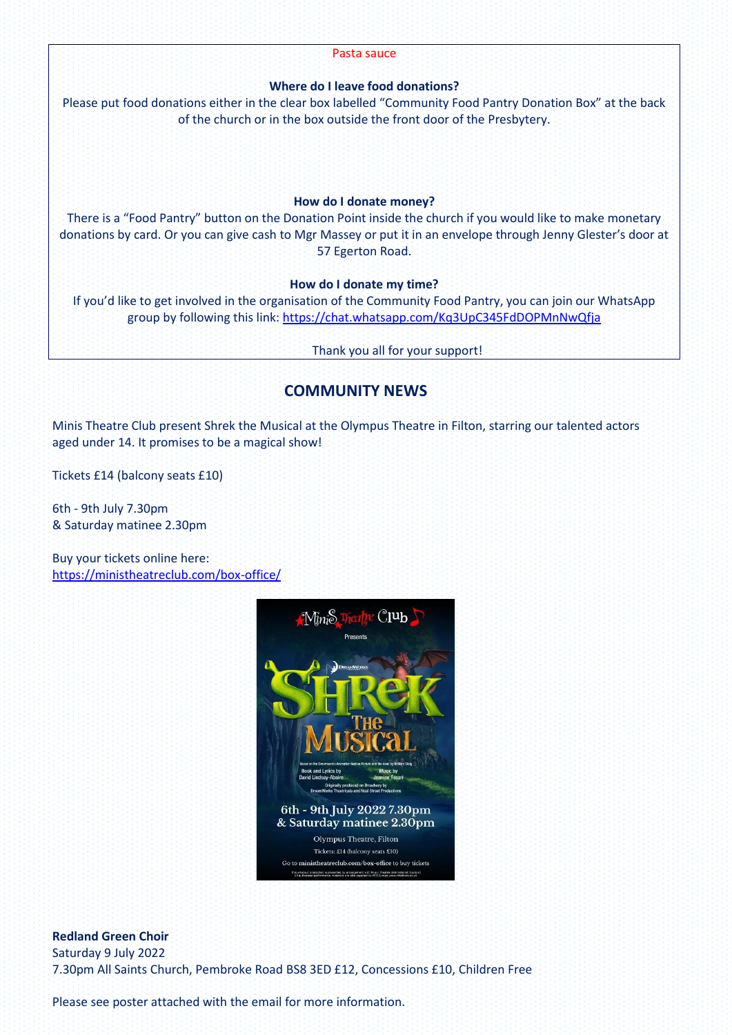Pasta sauce

**Where do I leave food donations?**

Please put food donations either in the clear box labelled "Community Food Pantry Donation Box" at the back of the church or in the box outside the front door of the Presbytery.

**How do I donate money?**

There is a "Food Pantry" button on the Donation Point inside the church if you would like to make monetary donations by card. Or you can give cash to Mgr Massey or put it in an envelope through Jenny Glester's door at 57 Egerton Road.

**How do I donate my time?**

If you'd like to get involved in the organisation of the Community Food Pantry, you can join our WhatsApp group by following this link: https://chat.whatsapp.com/Kq3UpC345FdDOPMnNwQfja

Thank you all for your support!

## COMMUNITY NEWS

Minis Theatre Club present Shrek the Musical at the Olympus Theatre in Filton, starring our talented actors aged under 14. It promises to be a magical show!

Tickets £14 (balcony seats £10)

6th - 9th July 7.30pm
& Saturday matinee 2.30pm

Buy your tickets online here:
https://ministheatreclub.com/box-office/

**Redland Green Choir**
Saturday 9 July 2022
7.30pm All Saints Church, Pembroke Road BS8 3ED £12, Concessions £10, Children Free

Please see poster attached with the email for more information.